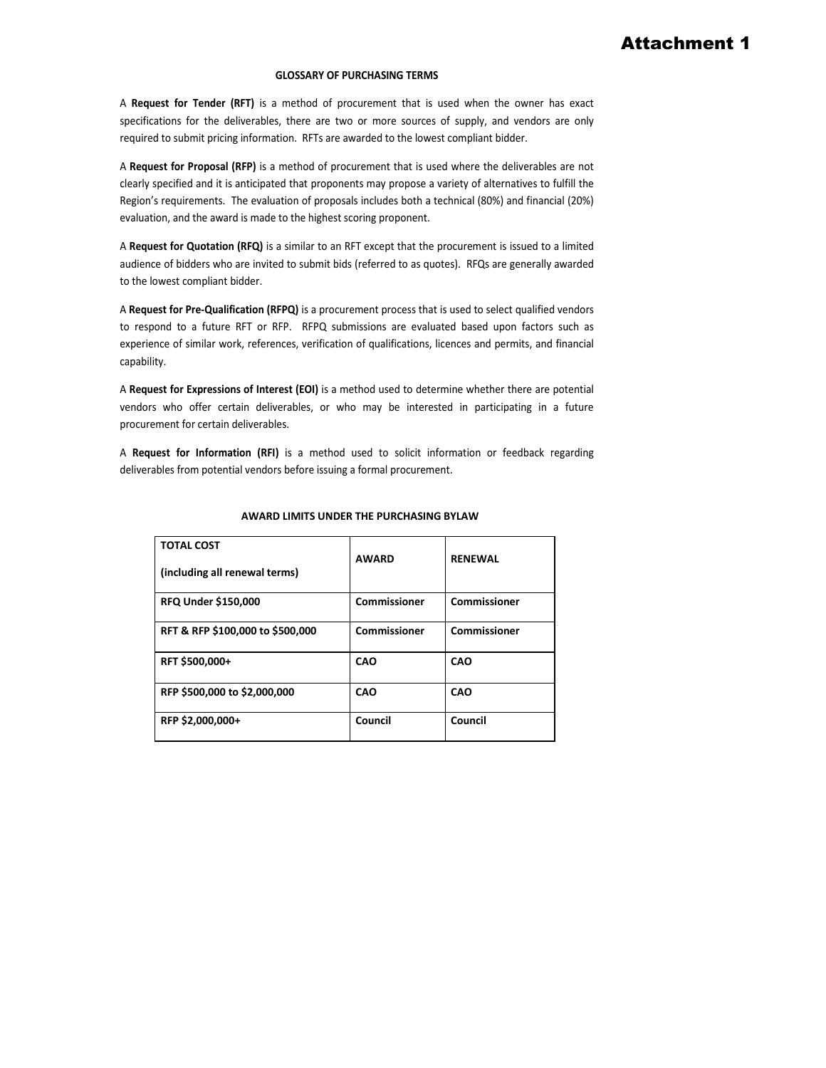# Attachment 1

## GLOSSARY OF PURCHASING TERMS

A **Request for Tender (RFT)** is a method of procurement that is used when the owner has exact specifications for the deliverables, there are two or more sources of supply, and vendors are only required to submit pricing information. RFTs are awarded to the lowest compliant bidder.

A **Request for Proposal (RFP)** is a method of procurement that is used where the deliverables are not clearly specified and it is anticipated that proponents may propose a variety of alternatives to fulfill the Region's requirements. The evaluation of proposals includes both a technical (80%) and financial (20%) evaluation, and the award is made to the highest scoring proponent.

A **Request for Quotation (RFQ)** is a similar to an RFT except that the procurement is issued to a limited audience of bidders who are invited to submit bids (referred to as quotes). RFQs are generally awarded to the lowest compliant bidder.

A **Request for Pre-Qualification (RFPQ)** is a procurement process that is used to select qualified vendors to respond to a future RFT or RFP. RFPQ submissions are evaluated based upon factors such as experience of similar work, references, verification of qualifications, licences and permits, and financial capability.

A **Request for Expressions of Interest (EOI)** is a method used to determine whether there are potential vendors who offer certain deliverables, or who may be interested in participating in a future procurement for certain deliverables.

A **Request for Information (RFI)** is a method used to solicit information or feedback regarding deliverables from potential vendors before issuing a formal procurement.

## AWARD LIMITS UNDER THE PURCHASING BYLAW

| TOTAL COST (including all renewal terms) | AWARD | RENEWAL |
|---|---|---|
| RFQ Under $150,000 | Commissioner | Commissioner |
| RFT & RFP $100,000 to $500,000 | Commissioner | Commissioner |
| RFT $500,000+ | CAO | CAO |
| RFP $500,000 to $2,000,000 | CAO | CAO |
| RFP $2,000,000+ | Council | Council |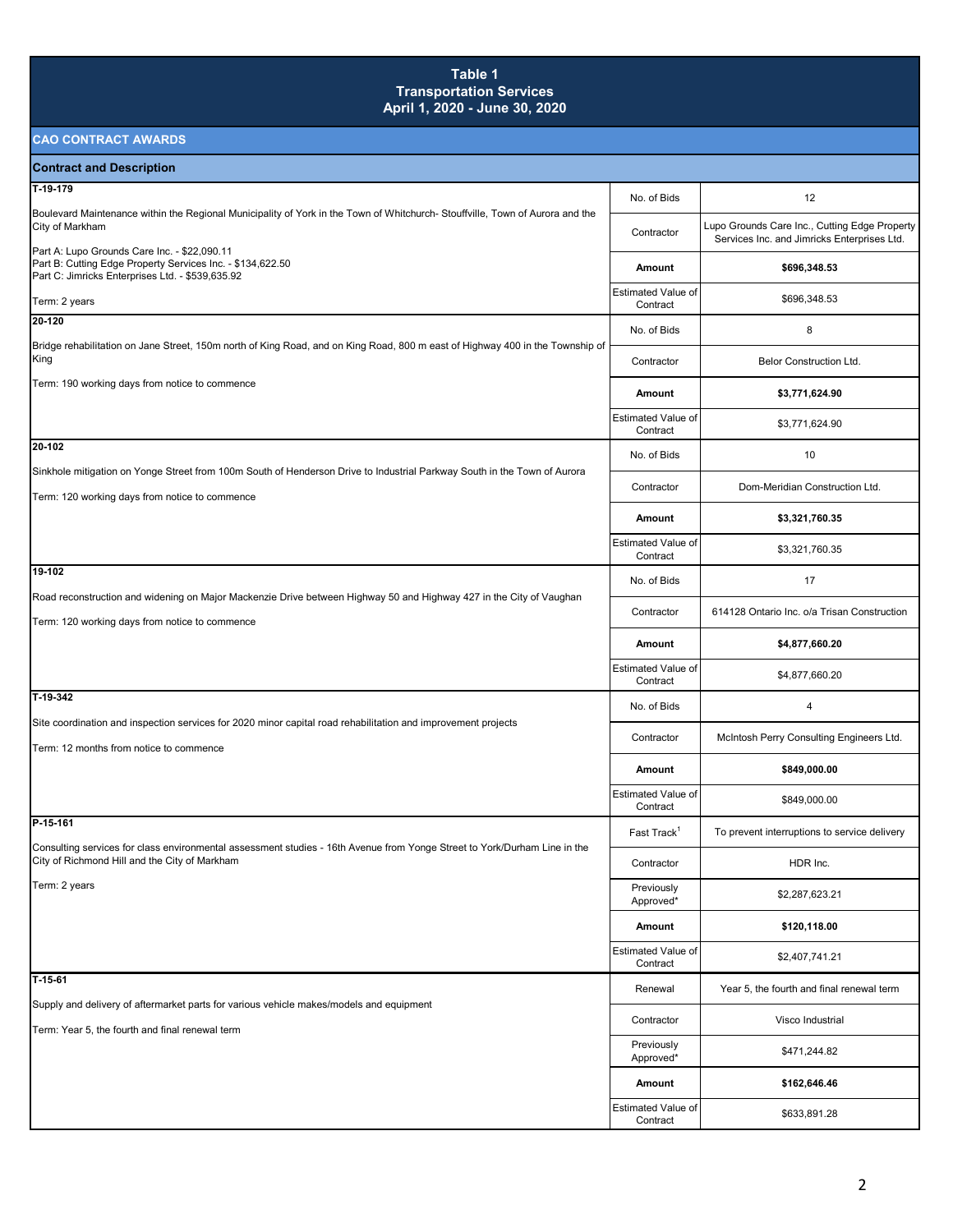# Table 1
## Transportation Services
## April 1, 2020 - June 30, 2020

### CAO CONTRACT AWARDS

| Contract and Description | | |
|---|---|---|
| **T-19-179**<br>Boulevard Maintenance within the Regional Municipality of York in the Town of Whitchurch- Stouffville, Town of Aurora and the City of Markham<br>Part A: Lupo Grounds Care Inc. - $22,090.11<br>Part B: Cutting Edge Property Services Inc. - $134,622.50<br>Part C: Jimricks Enterprises Ltd. - $539,635.92<br>Term: 2 years | No. of Bids | 12 |
| | Contractor | Lupo Grounds Care Inc., Cutting Edge Property Services Inc. and Jimricks Enterprises Ltd. |
| | **Amount** | **$696,348.53** |
| | Estimated Value of Contract | $696,348.53 |
| **20-120**<br>Bridge rehabilitation on Jane Street, 150m north of King Road, and on King Road, 800 m east of Highway 400 in the Township of King<br>Term: 190 working days from notice to commence | No. of Bids | 8 |
| | Contractor | Belor Construction Ltd. |
| | **Amount** | **$3,771,624.90** |
| | Estimated Value of Contract | $3,771,624.90 |
| **20-102**<br>Sinkhole mitigation on Yonge Street from 100m South of Henderson Drive to Industrial Parkway South in the Town of Aurora<br>Term: 120 working days from notice to commence | No. of Bids | 10 |
| | Contractor | Dom-Meridian Construction Ltd. |
| | **Amount** | **$3,321,760.35** |
| | Estimated Value of Contract | $3,321,760.35 |
| **19-102**<br>Road reconstruction and widening on Major Mackenzie Drive between Highway 50 and Highway 427 in the City of Vaughan<br>Term: 120 working days from notice to commence | No. of Bids | 17 |
| | Contractor | 614128 Ontario Inc. o/a Trisan Construction |
| | **Amount** | **$4,877,660.20** |
| | Estimated Value of Contract | $4,877,660.20 |
| **T-19-342**<br>Site coordination and inspection services for 2020 minor capital road rehabilitation and improvement projects<br>Term: 12 months from notice to commence | No. of Bids | 4 |
| | Contractor | McIntosh Perry Consulting Engineers Ltd. |
| | **Amount** | **$849,000.00** |
| | Estimated Value of Contract | $849,000.00 |
| **P-15-161**<br>Consulting services for class environmental assessment studies - 16th Avenue from Yonge Street to York/Durham Line in the City of Richmond Hill and the City of Markham<br>Term: 2 years | Fast Track[1] | To prevent interruptions to service delivery |
| | Contractor | HDR Inc. |
| | Previously Approved* | $2,287,623.21 |
| | **Amount** | **$120,118.00** |
| | Estimated Value of Contract | $2,407,741.21 |
| **T-15-61**<br>Supply and delivery of aftermarket parts for various vehicle makes/models and equipment<br>Term: Year 5, the fourth and final renewal term | Renewal | Year 5, the fourth and final renewal term |
| | Contractor | Visco Industrial |
| | Previously Approved* | $471,244.82 |
| | **Amount** | **$162,646.46** |
| | Estimated Value of Contract | $633,891.28 |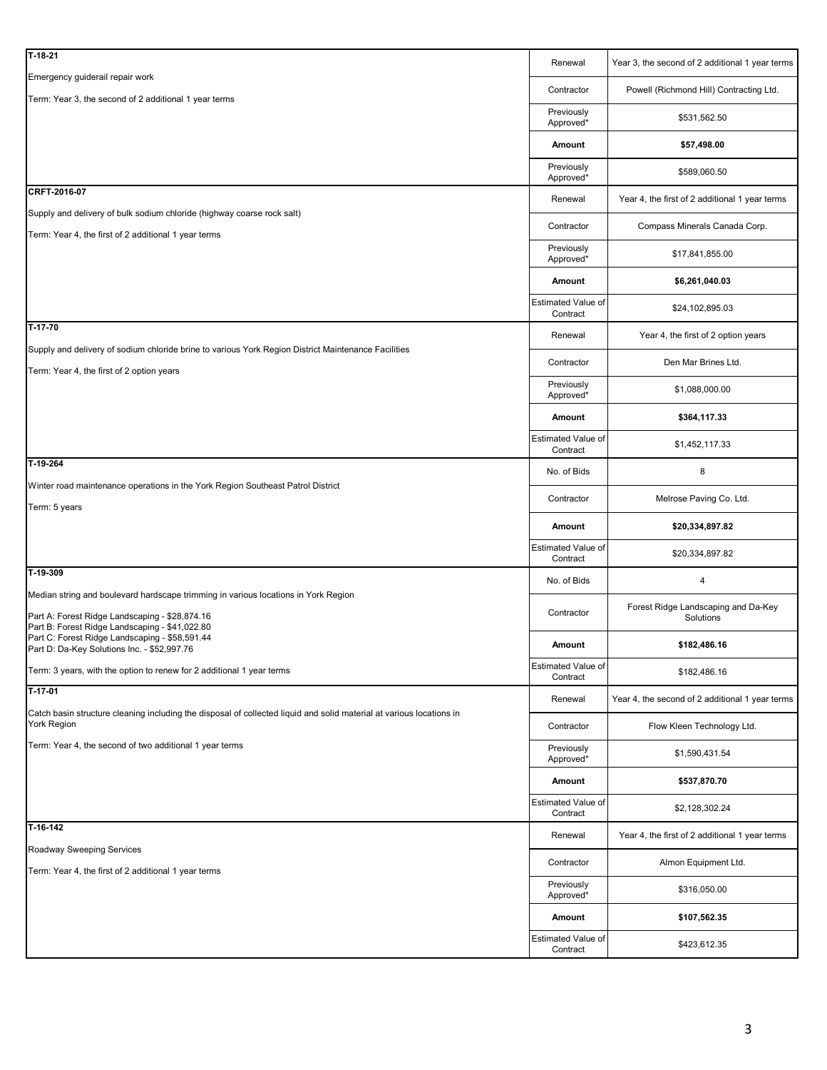| Description | Field | Value |
|---|---|---|
| **T-18-21**<br>Emergency guiderail repair work<br>Term: Year 3, the second of 2 additional 1 year terms | Renewal | Year 3, the second of 2 additional 1 year terms |
| | Contractor | Powell (Richmond Hill) Contracting Ltd. |
| | Previously Approved* | $531,562.50 |
| | **Amount** | **$57,498.00** |
| | Previously Approved* | $589,060.50 |
| **CRFT-2016-07**<br>Supply and delivery of bulk sodium chloride (highway coarse rock salt)<br>Term: Year 4, the first of 2 additional 1 year terms | Renewal | Year 4, the first of 2 additional 1 year terms |
| | Contractor | Compass Minerals Canada Corp. |
| | Previously Approved* | $17,841,855.00 |
| | **Amount** | **$6,261,040.03** |
| | Estimated Value of Contract | $24,102,895.03 |
| **T-17-70**<br>Supply and delivery of sodium chloride brine to various York Region District Maintenance Facilities<br>Term: Year 4, the first of 2 option years | Renewal | Year 4, the first of 2 option years |
| | Contractor | Den Mar Brines Ltd. |
| | Previously Approved* | $1,088,000.00 |
| | **Amount** | **$364,117.33** |
| | Estimated Value of Contract | $1,452,117.33 |
| **T-19-264**<br>Winter road maintenance operations in the York Region Southeast Patrol District<br>Term: 5 years | No. of Bids | 8 |
| | Contractor | Melrose Paving Co. Ltd. |
| | **Amount** | **$20,334,897.82** |
| | Estimated Value of Contract | $20,334,897.82 |
| **T-19-309**<br>Median string and boulevard hardscape trimming in various locations in York Region<br>Part A: Forest Ridge Landscaping - $28,874.16<br>Part B: Forest Ridge Landscaping - $41,022.80<br>Part C: Forest Ridge Landscaping - $58,591.44<br>Part D: Da-Key Solutions Inc. - $52,997.76<br>Term: 3 years, with the option to renew for 2 additional 1 year terms | No. of Bids | 4 |
| | Contractor | Forest Ridge Landscaping and Da-Key Solutions |
| | **Amount** | **$182,486.16** |
| | Estimated Value of Contract | $182,486.16 |
| **T-17-01**<br>Catch basin structure cleaning including the disposal of collected liquid and solid material at various locations in York Region<br>Term: Year 4, the second of two additional 1 year terms | Renewal | Year 4, the second of 2 additional 1 year terms |
| | Contractor | Flow Kleen Technology Ltd. |
| | Previously Approved* | $1,590,431.54 |
| | **Amount** | **$537,870.70** |
| | Estimated Value of Contract | $2,128,302.24 |
| **T-16-142**<br>Roadway Sweeping Services<br>Term: Year 4, the first of 2 additional 1 year terms | Renewal | Year 4, the first of 2 additional 1 year terms |
| | Contractor | Almon Equipment Ltd. |
| | Previously Approved* | $316,050.00 |
| | **Amount** | **$107,562.35** |
| | Estimated Value of Contract | $423,612.35 |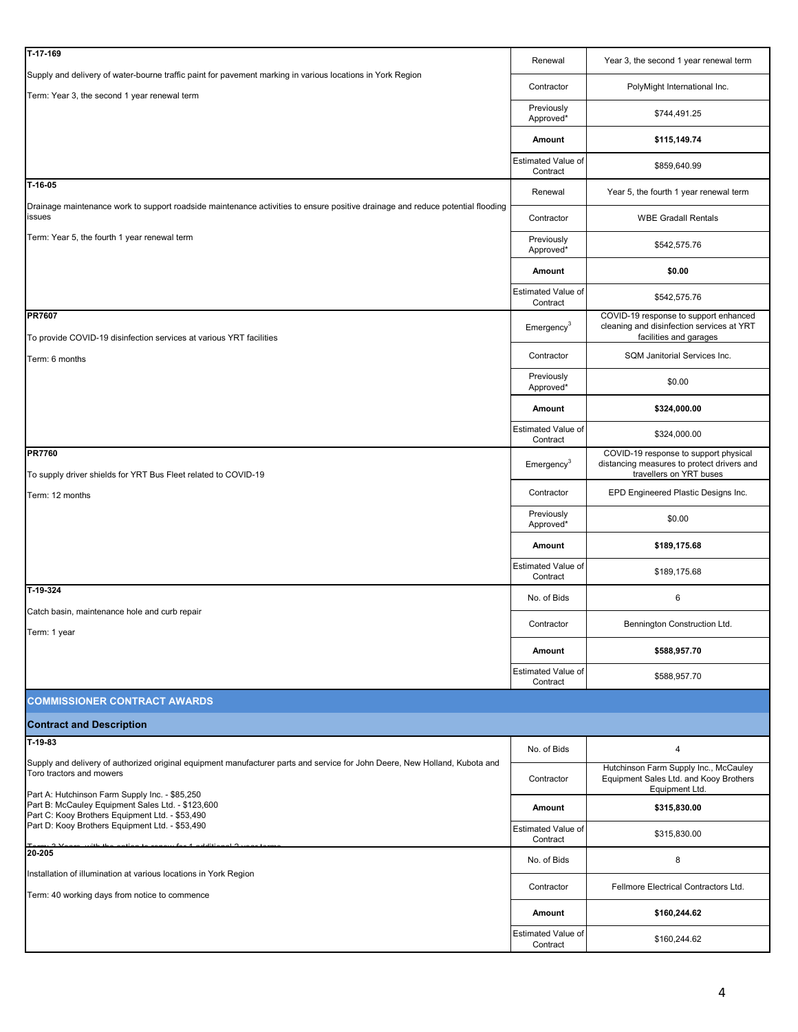| Contract and Description | | |
|---|---|---|
| **T-17-169**<br>Supply and delivery of water-bourne traffic paint for pavement marking in various locations in York Region<br>Term: Year 3, the second 1 year renewal term | Renewal | Year 3, the second 1 year renewal term |
| | Contractor | PolyMight International Inc. |
| | Previously Approved* | $744,491.25 |
| | **Amount** | **$115,149.74** |
| | Estimated Value of Contract | $859,640.99 |
| **T-16-05**<br>Drainage maintenance work to support roadside maintenance activities to ensure positive drainage and reduce potential flooding issues<br>Term: Year 5, the fourth 1 year renewal term | Renewal | Year 5, the fourth 1 year renewal term |
| | Contractor | WBE Gradall Rentals |
| | Previously Approved* | $542,575.76 |
| | **Amount** | **$0.00** |
| | Estimated Value of Contract | $542,575.76 |
| **PR7607**<br>To provide COVID-19 disinfection services at various YRT facilities<br>Term: 6 months | Emergency[3] | COVID-19 response to support enhanced cleaning and disinfection services at YRT facilities and garages |
| | Contractor | SQM Janitorial Services Inc. |
| | Previously Approved* | $0.00 |
| | **Amount** | **$324,000.00** |
| | Estimated Value of Contract | $324,000.00 |
| **PR7760**<br>To supply driver shields for YRT Bus Fleet related to COVID-19<br>Term: 12 months | Emergency[3] | COVID-19 response to support physical distancing measures to protect drivers and travellers on YRT buses |
| | Contractor | EPD Engineered Plastic Designs Inc. |
| | Previously Approved* | $0.00 |
| | **Amount** | **$189,175.68** |
| | Estimated Value of Contract | $189,175.68 |
| **T-19-324**<br>Catch basin, maintenance hole and curb repair<br>Term: 1 year | No. of Bids | 6 |
| | Contractor | Bennington Construction Ltd. |
| | **Amount** | **$588,957.70** |
| | Estimated Value of Contract | $588,957.70 |

## COMMISSIONER CONTRACT AWARDS

| Contract and Description | | |
|---|---|---|
| **T-19-83**<br>Supply and delivery of authorized original equipment manufacturer parts and service for John Deere, New Holland, Kubota and Toro tractors and mowers<br>Part A: Hutchinson Farm Supply Inc. - $85,250<br>Part B: McCauley Equipment Sales Ltd. - $123,600<br>Part C: Kooy Brothers Equipment Ltd. - $53,490<br>Part D: Kooy Brothers Equipment Ltd. - $53,490<br>Term: 2 Years, with the option to renew for 1 additional 2 year terms | No. of Bids | 4 |
| | Contractor | Hutchinson Farm Supply Inc., McCauley Equipment Sales Ltd. and Kooy Brothers Equipment Ltd. |
| | **Amount** | **$315,830.00** |
| | Estimated Value of Contract | $315,830.00 |
| **20-205**<br>Installation of illumination at various locations in York Region<br>Term: 40 working days from notice to commence | No. of Bids | 8 |
| | Contractor | Fellmore Electrical Contractors Ltd. |
| | **Amount** | **$160,244.62** |
| | Estimated Value of Contract | $160,244.62 |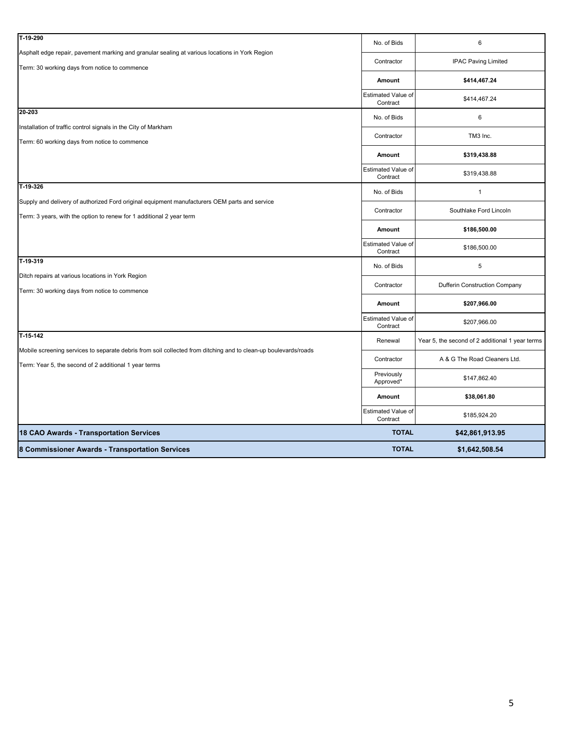| Contract | Item | Details |
|---|---|---|
| **T-19-290**<br>Asphalt edge repair, pavement marking and granular sealing at various locations in York Region<br>Term: 30 working days from notice to commence | No. of Bids | 6 |
| | Contractor | IPAC Paving Limited |
| | **Amount** | **$414,467.24** |
| | Estimated Value of Contract | $414,467.24 |
| **20-203**<br>Installation of traffic control signals in the City of Markham<br>Term: 60 working days from notice to commence | No. of Bids | 6 |
| | Contractor | TM3 Inc. |
| | **Amount** | **$319,438.88** |
| | Estimated Value of Contract | $319,438.88 |
| **T-19-326**<br>Supply and delivery of authorized Ford original equipment manufacturers OEM parts and service<br>Term: 3 years, with the option to renew for 1 additional 2 year term | No. of Bids | 1 |
| | Contractor | Southlake Ford Lincoln |
| | **Amount** | **$186,500.00** |
| | Estimated Value of Contract | $186,500.00 |
| **T-19-319**<br>Ditch repairs at various locations in York Region<br>Term: 30 working days from notice to commence | No. of Bids | 5 |
| | Contractor | Dufferin Construction Company |
| | **Amount** | **$207,966.00** |
| | Estimated Value of Contract | $207,966.00 |
| **T-15-142**<br>Mobile screening services to separate debris from soil collected from ditching and to clean-up boulevards/roads<br>Term: Year 5, the second of 2 additional 1 year terms | Renewal | Year 5, the second of 2 additional 1 year terms |
| | Contractor | A & G The Road Cleaners Ltd. |
| | Previously Approved* | $147,862.40 |
| | **Amount** | **$38,061.80** |
| | Estimated Value of Contract | $185,924.20 |
| **18 CAO Awards - Transportation Services** | **TOTAL** | **$42,861,913.95** |
| **8 Commissioner Awards - Transportation Services** | **TOTAL** | **$1,642,508.54** |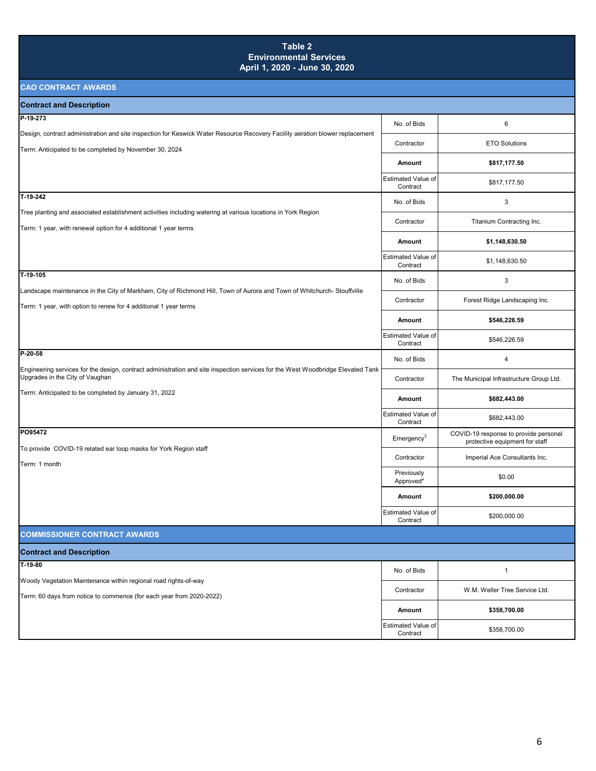# Table 2
## Environmental Services
### April 1, 2020 - June 30, 2020

## CAO CONTRACT AWARDS

| Contract and Description | | |
|---|---|---|
| **P-19-273**<br>Design, contract administration and site inspection for Keswick Water Resource Recovery Facility aeration blower replacement<br>Term: Anticipated to be completed by November 30, 2024 | No. of Bids | 6 |
| | Contractor | ETO Solutions |
| | **Amount** | **$817,177.50** |
| | Estimated Value of Contract | $817,177.50 |
| **T-19-242**<br>Tree planting and associated establishment activities including watering at various locations in York Region<br>Term: 1 year, with renewal option for 4 additional 1 year terms | No. of Bids | 3 |
| | Contractor | Titanium Contracting Inc. |
| | **Amount** | **$1,148,630.50** |
| | Estimated Value of Contract | $1,148,630.50 |
| **T-19-105**<br>Landscape maintenance in the City of Markham, City of Richmond Hill, Town of Aurora and Town of Whitchurch- Stouffville<br>Term: 1 year, with option to renew for 4 additional 1 year terms | No. of Bids | 3 |
| | Contractor | Forest Ridge Landscaping Inc. |
| | **Amount** | **$546,226.59** |
| | Estimated Value of Contract | $546,226.59 |
| **P-20-58**<br>Engineering services for the design, contract administration and site inspection services for the West Woodbridge Elevated Tank Upgrades in the City of Vaughan<br>Term: Anticipated to be completed by January 31, 2022 | No. of Bids | 4 |
| | Contractor | The Municipal Infrastructure Group Ltd. |
| | **Amount** | **$682,443.00** |
| | Estimated Value of Contract | $682,443.00 |
| **PO95472**<br>To provide COVID-19 related ear loop masks for York Region staff<br>Term: 1 month | Emergency[3] | COVID-19 response to provide personal protective equipment for staff |
| | Contractor | Imperial Ace Consultants Inc. |
| | Previously Approved* | $0.00 |
| | **Amount** | **$200,000.00** |
| | Estimated Value of Contract | $200,000.00 |

## COMMISSIONER CONTRACT AWARDS

| Contract and Description | | |
|---|---|---|
| **T-19-80**<br>Woody Vegetation Maintenance within regional road rights-of-way<br>Term: 60 days from notice to commence (for each year from 2020-2022) | No. of Bids | 1 |
| | Contractor | W.M. Weller Tree Service Ltd. |
| | **Amount** | **$358,700.00** |
| | Estimated Value of Contract | $358,700.00 |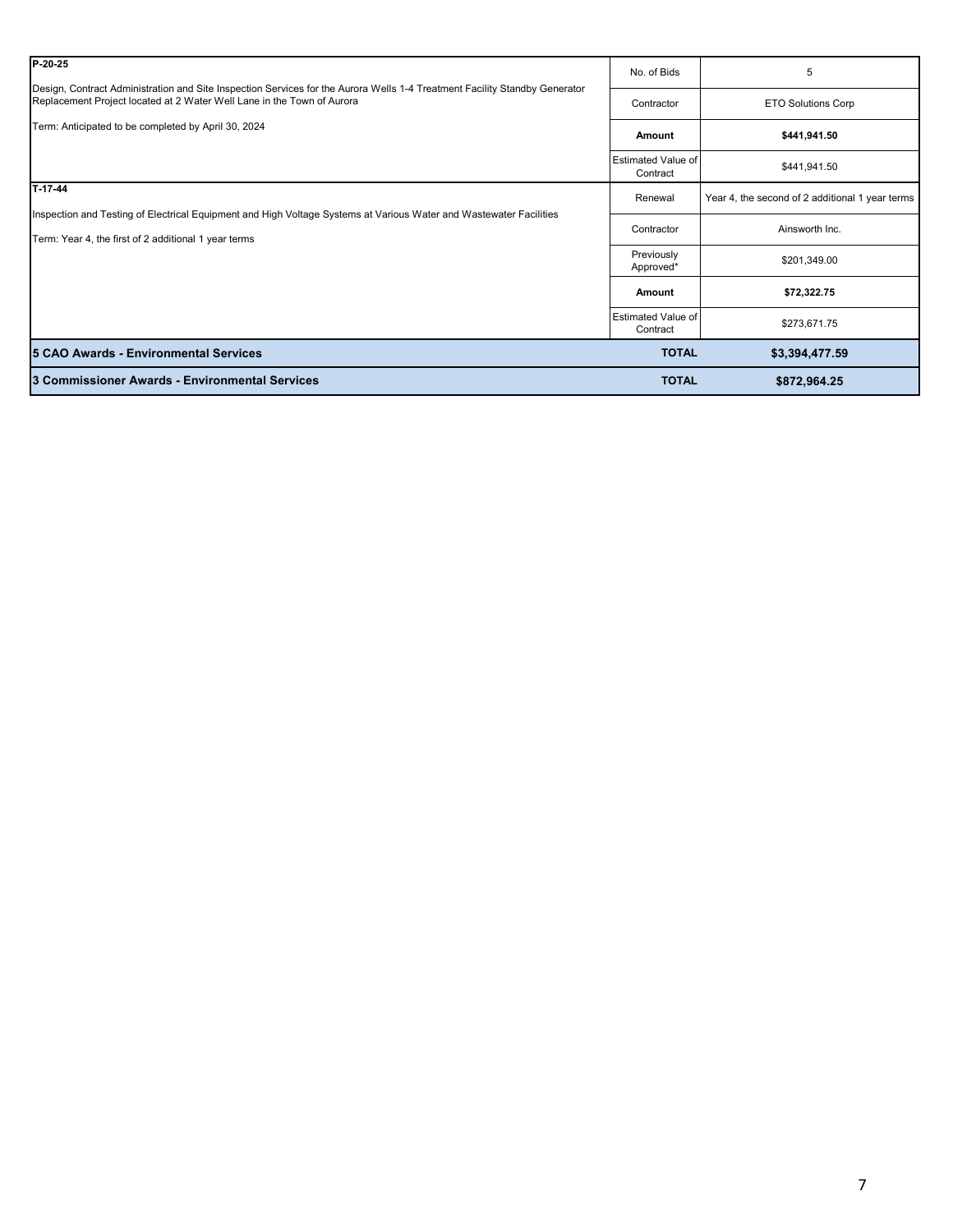| Description | Field | Value |
| --- | --- | --- |
| **P-20-25**<br>Design, Contract Administration and Site Inspection Services for the Aurora Wells 1-4 Treatment Facility Standby Generator Replacement Project located at 2 Water Well Lane in the Town of Aurora<br>Term: Anticipated to be completed by April 30, 2024 | No. of Bids | 5 |
| | Contractor | ETO Solutions Corp |
| | **Amount** | **$441,941.50** |
| | Estimated Value of Contract | $441,941.50 |
| **T-17-44**<br>Inspection and Testing of Electrical Equipment and High Voltage Systems at Various Water and Wastewater Facilities<br>Term: Year 4, the first of 2 additional 1 year terms | Renewal | Year 4, the second of 2 additional 1 year terms |
| | Contractor | Ainsworth Inc. |
| | Previously Approved* | $201,349.00 |
| | **Amount** | **$72,322.75** |
| | Estimated Value of Contract | $273,671.75 |
| **5 CAO Awards - Environmental Services** | **TOTAL** | **$3,394,477.59** |
| **3 Commissioner Awards - Environmental Services** | **TOTAL** | **$872,964.25** |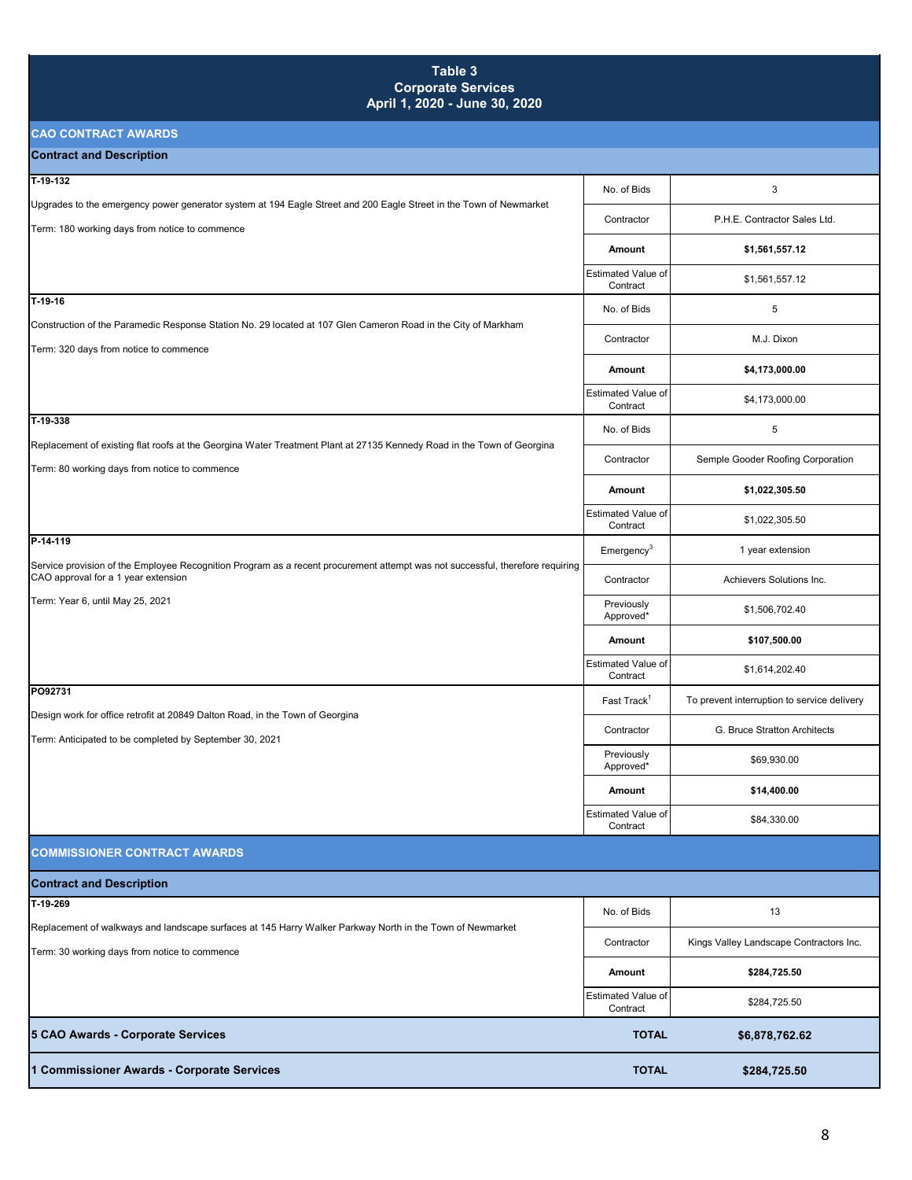# Table 3
## Corporate Services
## April 1, 2020 - June 30, 2020

### CAO CONTRACT AWARDS

| Contract and Description | | |
|---|---|---|
| **T-19-132**<br>Upgrades to the emergency power generator system at 194 Eagle Street and 200 Eagle Street in the Town of Newmarket<br>Term: 180 working days from notice to commence | No. of Bids | 3 |
| | Contractor | P.H.E. Contractor Sales Ltd. |
| | **Amount** | **$1,561,557.12** |
| | Estimated Value of Contract | $1,561,557.12 |
| **T-19-16**<br>Construction of the Paramedic Response Station No. 29 located at 107 Glen Cameron Road in the City of Markham<br>Term: 320 days from notice to commence | No. of Bids | 5 |
| | Contractor | M.J. Dixon |
| | **Amount** | **$4,173,000.00** |
| | Estimated Value of Contract | $4,173,000.00 |
| **T-19-338**<br>Replacement of existing flat roofs at the Georgina Water Treatment Plant at 27135 Kennedy Road in the Town of Georgina<br>Term: 80 working days from notice to commence | No. of Bids | 5 |
| | Contractor | Semple Gooder Roofing Corporation |
| | **Amount** | **$1,022,305.50** |
| | Estimated Value of Contract | $1,022,305.50 |
| **P-14-119**<br>Service provision of the Employee Recognition Program as a recent procurement attempt was not successful, therefore requiring CAO approval for a 1 year extension<br>Term: Year 6, until May 25, 2021 | Emergency[3] | 1 year extension |
| | Contractor | Achievers Solutions Inc. |
| | Previously Approved* | $1,506,702.40 |
| | **Amount** | **$107,500.00** |
| | Estimated Value of Contract | $1,614,202.40 |
| **PO92731**<br>Design work for office retrofit at 20849 Dalton Road, in the Town of Georgina<br>Term: Anticipated to be completed by September 30, 2021 | Fast Track[1] | To prevent interruption to service delivery |
| | Contractor | G. Bruce Stratton Architects |
| | Previously Approved* | $69,930.00 |
| | **Amount** | **$14,400.00** |
| | Estimated Value of Contract | $84,330.00 |

### COMMISSIONER CONTRACT AWARDS

| Contract and Description | | |
|---|---|---|
| **T-19-269**<br>Replacement of walkways and landscape surfaces at 145 Harry Walker Parkway North in the Town of Newmarket<br>Term: 30 working days from notice to commence | No. of Bids | 13 |
| | Contractor | Kings Valley Landscape Contractors Inc. |
| | **Amount** | **$284,725.50** |
| | Estimated Value of Contract | $284,725.50 |

| | | |
|---|---|---|
| **5 CAO Awards - Corporate Services** | **TOTAL** | **$6,878,762.62** |
| **1 Commissioner Awards - Corporate Services** | **TOTAL** | **$284,725.50** |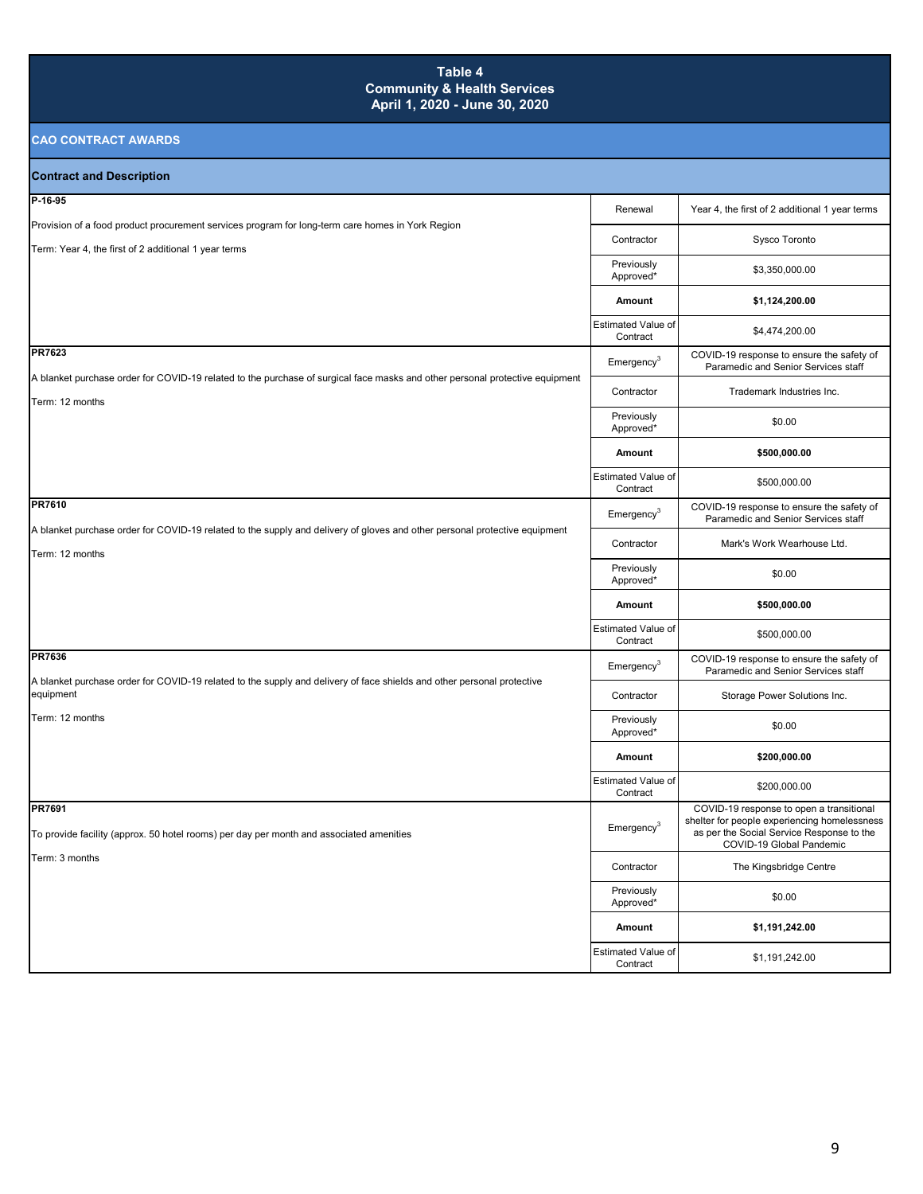## Table 4
## Community & Health Services
## April 1, 2020 - June 30, 2020

### CAO CONTRACT AWARDS

**Contract and Description**

| Contract and Description | | |
|---|---|---|
| **P-16-95**<br>Provision of a food product procurement services program for long-term care homes in York Region<br>Term: Year 4, the first of 2 additional 1 year terms | Renewal | Year 4, the first of 2 additional 1 year terms |
| | Contractor | Sysco Toronto |
| | Previously Approved* | $3,350,000.00 |
| | **Amount** | **$1,124,200.00** |
| | Estimated Value of Contract | $4,474,200.00 |
| **PR7623**<br>A blanket purchase order for COVID-19 related to the purchase of surgical face masks and other personal protective equipment<br>Term: 12 months | Emergency[3] | COVID-19 response to ensure the safety of Paramedic and Senior Services staff |
| | Contractor | Trademark Industries Inc. |
| | Previously Approved* | $0.00 |
| | **Amount** | **$500,000.00** |
| | Estimated Value of Contract | $500,000.00 |
| **PR7610**<br>A blanket purchase order for COVID-19 related to the supply and delivery of gloves and other personal protective equipment<br>Term: 12 months | Emergency[3] | COVID-19 response to ensure the safety of Paramedic and Senior Services staff |
| | Contractor | Mark's Work Wearhouse Ltd. |
| | Previously Approved* | $0.00 |
| | **Amount** | **$500,000.00** |
| | Estimated Value of Contract | $500,000.00 |
| **PR7636**<br>A blanket purchase order for COVID-19 related to the supply and delivery of face shields and other personal protective equipment<br>Term: 12 months | Emergency[3] | COVID-19 response to ensure the safety of Paramedic and Senior Services staff |
| | Contractor | Storage Power Solutions Inc. |
| | Previously Approved* | $0.00 |
| | **Amount** | **$200,000.00** |
| | Estimated Value of Contract | $200,000.00 |
| **PR7691**<br>To provide facility (approx. 50 hotel rooms) per day per month and associated amenities<br>Term: 3 months | Emergency[3] | COVID-19 response to open a transitional shelter for people experiencing homelessness as per the Social Service Response to the COVID-19 Global Pandemic |
| | Contractor | The Kingsbridge Centre |
| | Previously Approved* | $0.00 |
| | **Amount** | **$1,191,242.00** |
| | Estimated Value of Contract | $1,191,242.00 |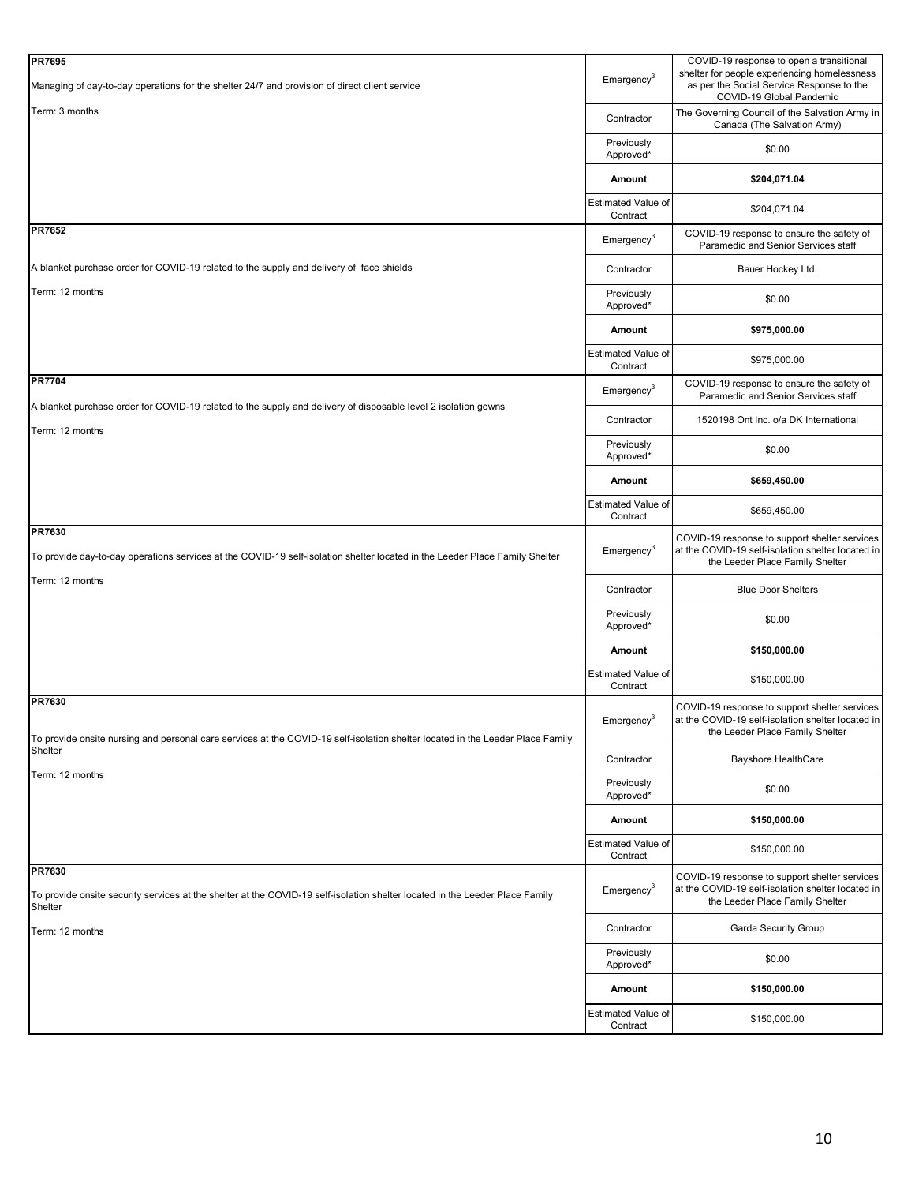| Description | Field | Value |
|---|---|---|
| **PR7695**<br><br>Managing of day-to-day operations for the shelter 24/7 and provision of direct client service<br><br>Term: 3 months | Emergency[3] | COVID-19 response to open a transitional shelter for people experiencing homelessness as per the Social Service Response to the COVID-19 Global Pandemic |
| | Contractor | The Governing Council of the Salvation Army in Canada (The Salvation Army) |
| | Previously Approved* | $0.00 |
| | **Amount** | **$204,071.04** |
| | Estimated Value of Contract | $204,071.04 |
| **PR7652**<br><br>A blanket purchase order for COVID-19 related to the supply and delivery of face shields<br><br>Term: 12 months | Emergency[3] | COVID-19 response to ensure the safety of Paramedic and Senior Services staff |
| | Contractor | Bauer Hockey Ltd. |
| | Previously Approved* | $0.00 |
| | **Amount** | **$975,000.00** |
| | Estimated Value of Contract | $975,000.00 |
| **PR7704**<br><br>A blanket purchase order for COVID-19 related to the supply and delivery of disposable level 2 isolation gowns<br><br>Term: 12 months | Emergency[3] | COVID-19 response to ensure the safety of Paramedic and Senior Services staff |
| | Contractor | 1520198 Ont Inc. o/a DK International |
| | Previously Approved* | $0.00 |
| | **Amount** | **$659,450.00** |
| | Estimated Value of Contract | $659,450.00 |
| **PR7630**<br><br>To provide day-to-day operations services at the COVID-19 self-isolation shelter located in the Leeder Place Family Shelter<br><br>Term: 12 months | Emergency[3] | COVID-19 response to support shelter services at the COVID-19 self-isolation shelter located in the Leeder Place Family Shelter |
| | Contractor | Blue Door Shelters |
| | Previously Approved* | $0.00 |
| | **Amount** | **$150,000.00** |
| | Estimated Value of Contract | $150,000.00 |
| **PR7630**<br><br>To provide onsite nursing and personal care services at the COVID-19 self-isolation shelter located in the Leeder Place Family Shelter<br><br>Term: 12 months | Emergency[3] | COVID-19 response to support shelter services at the COVID-19 self-isolation shelter located in the Leeder Place Family Shelter |
| | Contractor | Bayshore HealthCare |
| | Previously Approved* | $0.00 |
| | **Amount** | **$150,000.00** |
| | Estimated Value of Contract | $150,000.00 |
| **PR7630**<br><br>To provide onsite security services at the shelter at the COVID-19 self-isolation shelter located in the Leeder Place Family Shelter<br><br>Term: 12 months | Emergency[3] | COVID-19 response to support shelter services at the COVID-19 self-isolation shelter located in the Leeder Place Family Shelter |
| | Contractor | Garda Security Group |
| | Previously Approved* | $0.00 |
| | **Amount** | **$150,000.00** |
| | Estimated Value of Contract | $150,000.00 |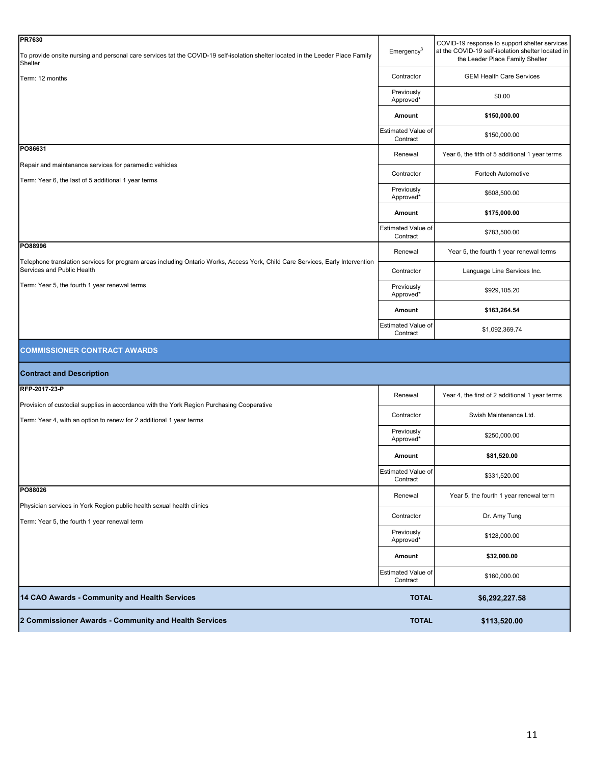| Contract and Description | | |
|---|---|---|
| **PR7630**<br>To provide onsite nursing and personal care services tat the COVID-19 self-isolation shelter located in the Leeder Place Family Shelter<br>Term: 12 months | Emergency[3] | COVID-19 response to support shelter services at the COVID-19 self-isolation shelter located in the Leeder Place Family Shelter |
| | Contractor | GEM Health Care Services |
| | Previously Approved* | $0.00 |
| | **Amount** | **$150,000.00** |
| | Estimated Value of Contract | $150,000.00 |
| **PO86631**<br>Repair and maintenance services for paramedic vehicles<br>Term: Year 6, the last of 5 additional 1 year terms | Renewal | Year 6, the fifth of 5 additional 1 year terms |
| | Contractor | Fortech Automotive |
| | Previously Approved* | $608,500.00 |
| | **Amount** | **$175,000.00** |
| | Estimated Value of Contract | $783,500.00 |
| **PO88996**<br>Telephone translation services for program areas including Ontario Works, Access York, Child Care Services, Early Intervention Services and Public Health<br>Term: Year 5, the fourth 1 year renewal terms | Renewal | Year 5, the fourth 1 year renewal terms |
| | Contractor | Language Line Services Inc. |
| | Previously Approved* | $929,105.20 |
| | **Amount** | **$163,264.54** |
| | Estimated Value of Contract | $1,092,369.74 |

## COMMISSIONER CONTRACT AWARDS

| Contract and Description | | |
|---|---|---|
| **RFP-2017-23-P**<br>Provision of custodial supplies in accordance with the York Region Purchasing Cooperative<br>Term: Year 4, with an option to renew for 2 additional 1 year terms | Renewal | Year 4, the first of 2 additional 1 year terms |
| | Contractor | Swish Maintenance Ltd. |
| | Previously Approved* | $250,000.00 |
| | **Amount** | **$81,520.00** |
| | Estimated Value of Contract | $331,520.00 |
| **PO88026**<br>Physician services in York Region public health sexual health clinics<br>Term: Year 5, the fourth 1 year renewal term | Renewal | Year 5, the fourth 1 year renewal term |
| | Contractor | Dr. Amy Tung |
| | Previously Approved* | $128,000.00 |
| | **Amount** | **$32,000.00** |
| | Estimated Value of Contract | $160,000.00 |
| **14 CAO Awards - Community and Health Services** | **TOTAL** | **$6,292,227.58** |
| **2 Commissioner Awards - Community and Health Services** | **TOTAL** | **$113,520.00** |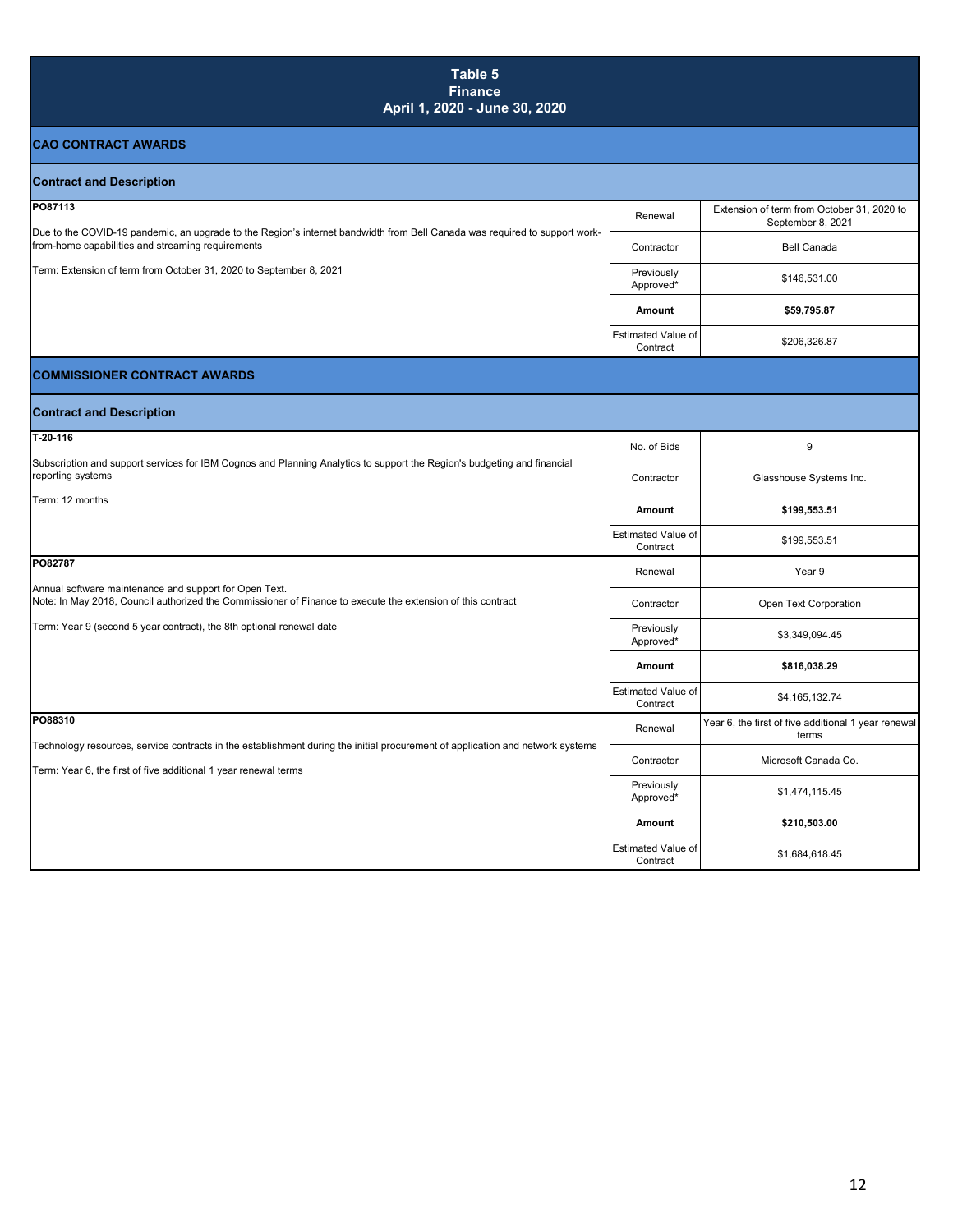# Table 5
## Finance
### April 1, 2020 - June 30, 2020

## CAO CONTRACT AWARDS

| Contract and Description | | |
|---|---|---|
| **PO87113**<br>Due to the COVID-19 pandemic, an upgrade to the Region's internet bandwidth from Bell Canada was required to support work-from-home capabilities and streaming requirements<br>Term: Extension of term from October 31, 2020 to September 8, 2021 | Renewal | Extension of term from October 31, 2020 to September 8, 2021 |
| | Contractor | Bell Canada |
| | Previously Approved* | $146,531.00 |
| | **Amount** | **$59,795.87** |
| | Estimated Value of Contract | $206,326.87 |

## COMMISSIONER CONTRACT AWARDS

| Contract and Description | | |
|---|---|---|
| **T-20-116**<br>Subscription and support services for IBM Cognos and Planning Analytics to support the Region's budgeting and financial reporting systems<br>Term: 12 months | No. of Bids | 9 |
| | Contractor | Glasshouse Systems Inc. |
| | **Amount** | **$199,553.51** |
| | Estimated Value of Contract | $199,553.51 |
| **PO82787**<br>Annual software maintenance and support for Open Text.<br>Note: In May 2018, Council authorized the Commissioner of Finance to execute the extension of this contract<br>Term: Year 9 (second 5 year contract), the 8th optional renewal date | Renewal | Year 9 |
| | Contractor | Open Text Corporation |
| | Previously Approved* | $3,349,094.45 |
| | **Amount** | **$816,038.29** |
| | Estimated Value of Contract | $4,165,132.74 |
| **PO88310**<br>Technology resources, service contracts in the establishment during the initial procurement of application and network systems<br>Term: Year 6, the first of five additional 1 year renewal terms | Renewal | Year 6, the first of five additional 1 year renewal terms |
| | Contractor | Microsoft Canada Co. |
| | Previously Approved* | $1,474,115.45 |
| | **Amount** | **$210,503.00** |
| | Estimated Value of Contract | $1,684,618.45 |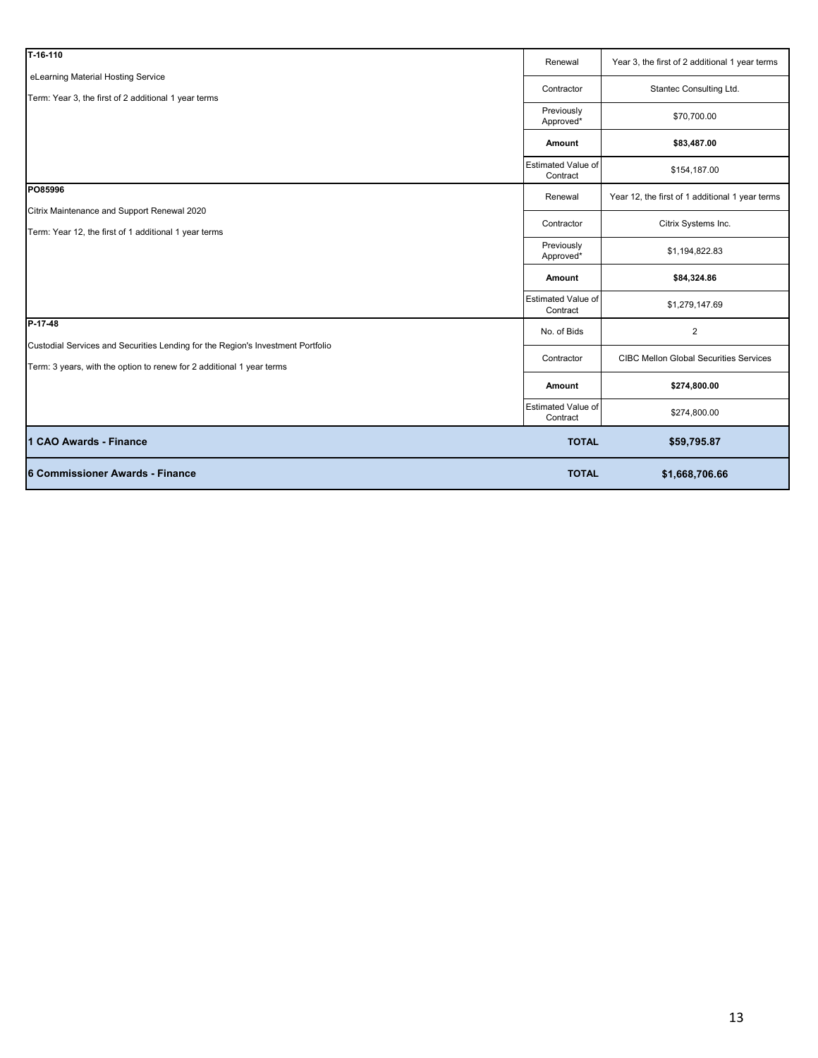| Contract Details | Field | Value |
|---|---|---|
| **T-16-110** | Renewal | Year 3, the first of 2 additional 1 year terms |
| eLearning Material Hosting Service | Contractor | Stantec Consulting Ltd. |
| Term: Year 3, the first of 2 additional 1 year terms | Previously Approved* | $70,700.00 |
| | **Amount** | **$83,487.00** |
| | Estimated Value of Contract | $154,187.00 |
| **PO85996** | Renewal | Year 12, the first of 1 additional 1 year terms |
| Citrix Maintenance and Support Renewal 2020 | Contractor | Citrix Systems Inc. |
| Term: Year 12, the first of 1 additional 1 year terms | Previously Approved* | $1,194,822.83 |
| | **Amount** | **$84,324.86** |
| | Estimated Value of Contract | $1,279,147.69 |
| **P-17-48** | No. of Bids | 2 |
| Custodial Services and Securities Lending for the Region's Investment Portfolio | Contractor | CIBC Mellon Global Securities Services |
| Term: 3 years, with the option to renew for 2 additional 1 year terms | **Amount** | **$274,800.00** |
| | Estimated Value of Contract | $274,800.00 |
| **1 CAO Awards - Finance** | **TOTAL** | **$59,795.87** |
| **6 Commissioner Awards - Finance** | **TOTAL** | **$1,668,706.66** |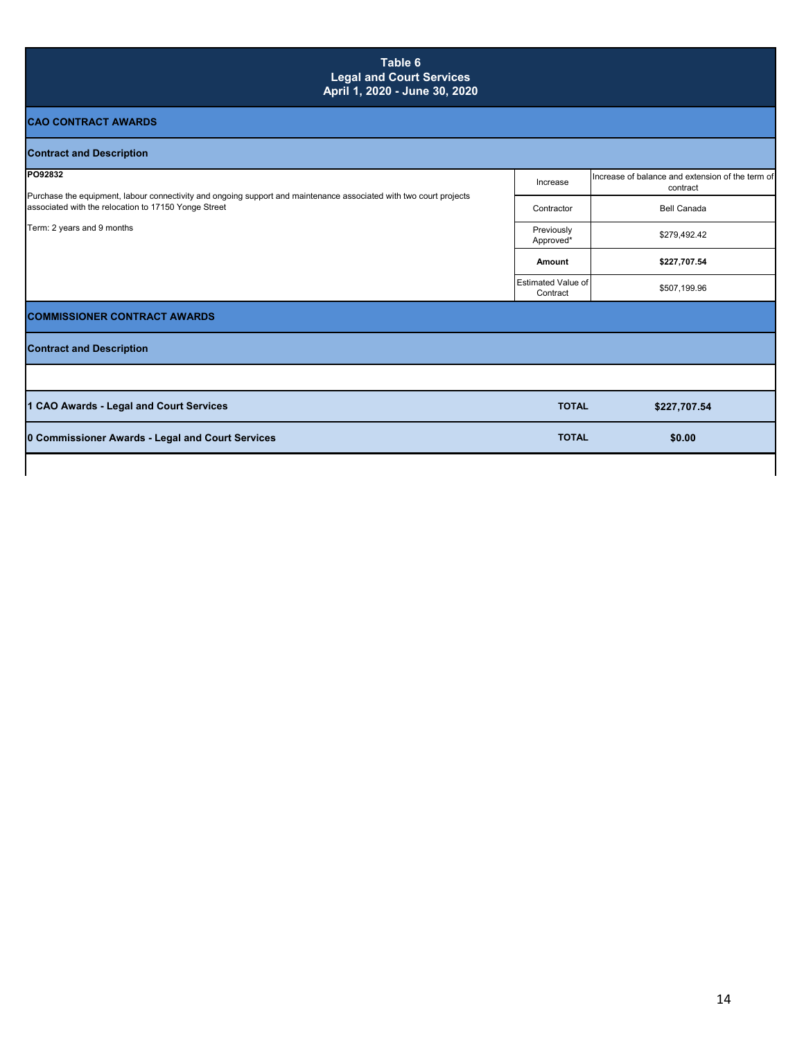# Table 6
## Legal and Court Services
### April 1, 2020 - June 30, 2020

**CAO CONTRACT AWARDS**

| Contract and Description | | |
|---|---|---|
| **PO92832**<br><br>Purchase the equipment, labour connectivity and ongoing support and maintenance associated with two court projects associated with the relocation to 17150 Yonge Street<br><br>Term: 2 years and 9 months | Increase | Increase of balance and extension of the term of contract |
| | Contractor | Bell Canada |
| | Previously Approved* | $279,492.42 |
| | **Amount** | **$227,707.54** |
| | Estimated Value of Contract | $507,199.96 |

**COMMISSIONER CONTRACT AWARDS**

| Contract and Description | | |
|---|---|---|
| | | |

| | | |
|---|---|---|
| **1 CAO Awards - Legal and Court Services** | **TOTAL** | **$227,707.54** |
| **0 Commissioner Awards - Legal and Court Services** | **TOTAL** | **$0.00** |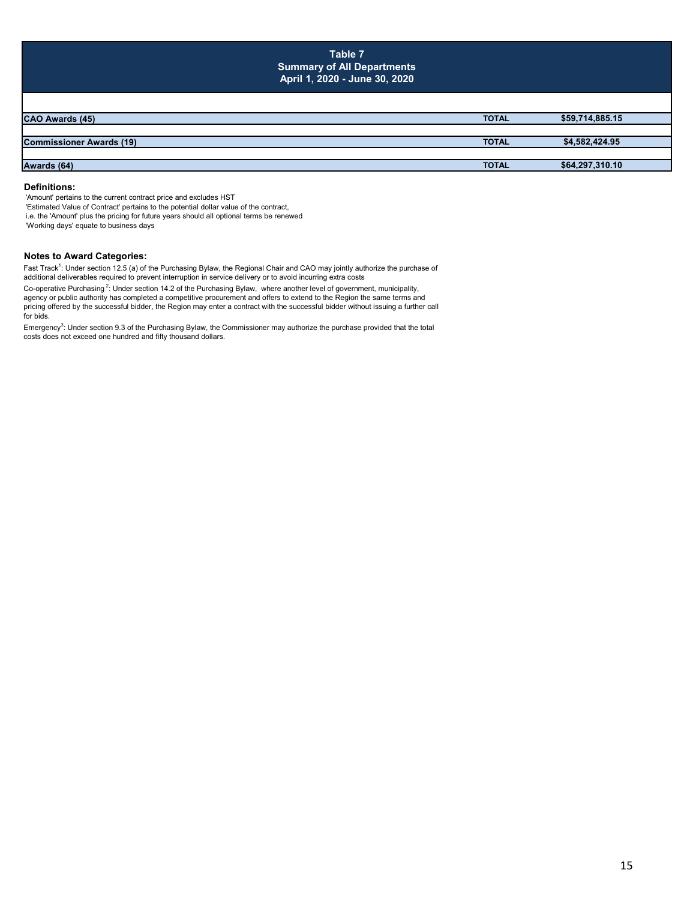| Table 7<br>Summary of All Departments<br>April 1, 2020 - June 30, 2020 | | |
|---|---|---|
| **CAO Awards (45)** | **TOTAL** | **$59,714,885.15** |
| **Commissioner Awards (19)** | **TOTAL** | **$4,582,424.95** |
| **Awards (64)** | **TOTAL** | **$64,297,310.10** |

**Definitions:**

'Amount' pertains to the current contract price and excludes HST

'Estimated Value of Contract' pertains to the potential dollar value of the contract,
i.e. the 'Amount' plus the pricing for future years should all optional terms be renewed

'Working days' equate to business days

**Notes to Award Categories:**

Fast Track[1]: Under section 12.5 (a) of the Purchasing Bylaw, the Regional Chair and CAO may jointly authorize the purchase of additional deliverables required to prevent interruption in service delivery or to avoid incurring extra costs

Co-operative Purchasing [2]: Under section 14.2 of the Purchasing Bylaw, where another level of government, municipality, agency or public authority has completed a competitive procurement and offers to extend to the Region the same terms and pricing offered by the successful bidder, the Region may enter a contract with the successful bidder without issuing a further call for bids.

Emergency[3]: Under section 9.3 of the Purchasing Bylaw, the Commissioner may authorize the purchase provided that the total costs does not exceed one hundred and fifty thousand dollars.